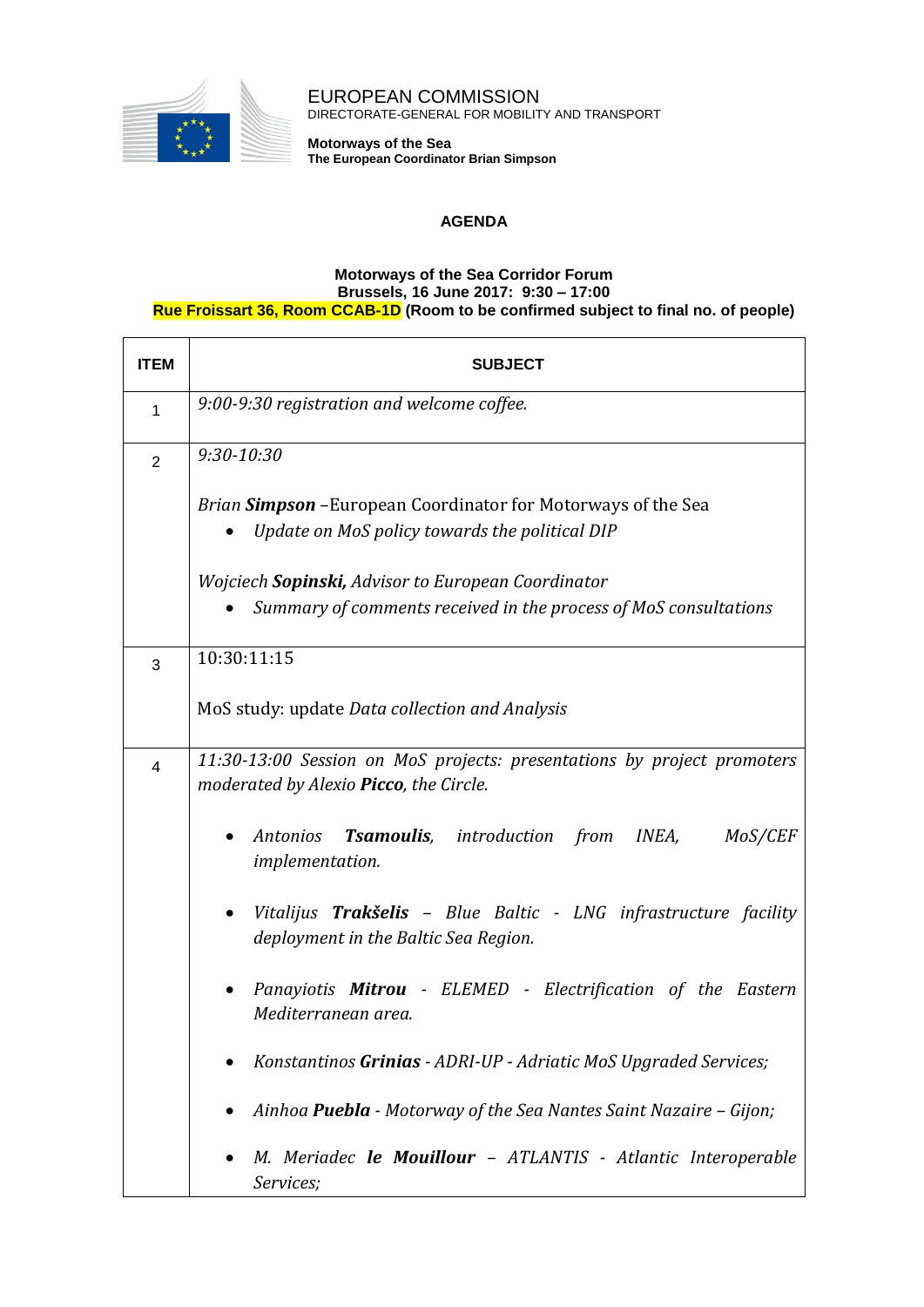EUROPEAN COMMISSION
DIRECTORATE-GENERAL FOR MOBILITY AND TRANSPORT

**Motorways of the Sea**
**The European Coordinator Brian Simpson**

## AGENDA

**Motorways of the Sea Corridor Forum**
**Brussels, 16 June 2017: 9:30 – 17:00**
**Rue Froissart 36, Room CCAB-1D (Room to be confirmed subject to final no. of people)**

| ITEM | SUBJECT |
|---|---|
| 1 | *9:00-9:30 registration and welcome coffee.* |
| 2 | *9:30-10:30*<br><br>*Brian **Simpson*** –European Coordinator for Motorways of the Sea<br>• *Update on MoS policy towards the political DIP*<br><br>*Wojciech **Sopinski,** Advisor to European Coordinator*<br>• *Summary of comments received in the process of MoS consultations* |
| 3 | 10:30:11:15<br><br>MoS study: update *Data collection and Analysis* |
| 4 | *11:30-13:00 Session on MoS projects: presentations by project promoters moderated by Alexio **Picco**, the Circle.*<br><br>• *Antonios **Tsamoulis**, introduction from INEA, MoS/CEF implementation.*<br>• *Vitalijus **Trakšelis** – Blue Baltic - LNG infrastructure facility deployment in the Baltic Sea Region.*<br>• *Panayiotis **Mitrou** - ELEMED - Electrification of the Eastern Mediterranean area.*<br>• *Konstantinos **Grinias** - ADRI-UP - Adriatic MoS Upgraded Services;*<br>• *Ainhoa **Puebla** - Motorway of the Sea Nantes Saint Nazaire – Gijon;*<br>• *M. Meriadec **le Mouillour** – ATLANTIS - Atlantic Interoperable Services;* |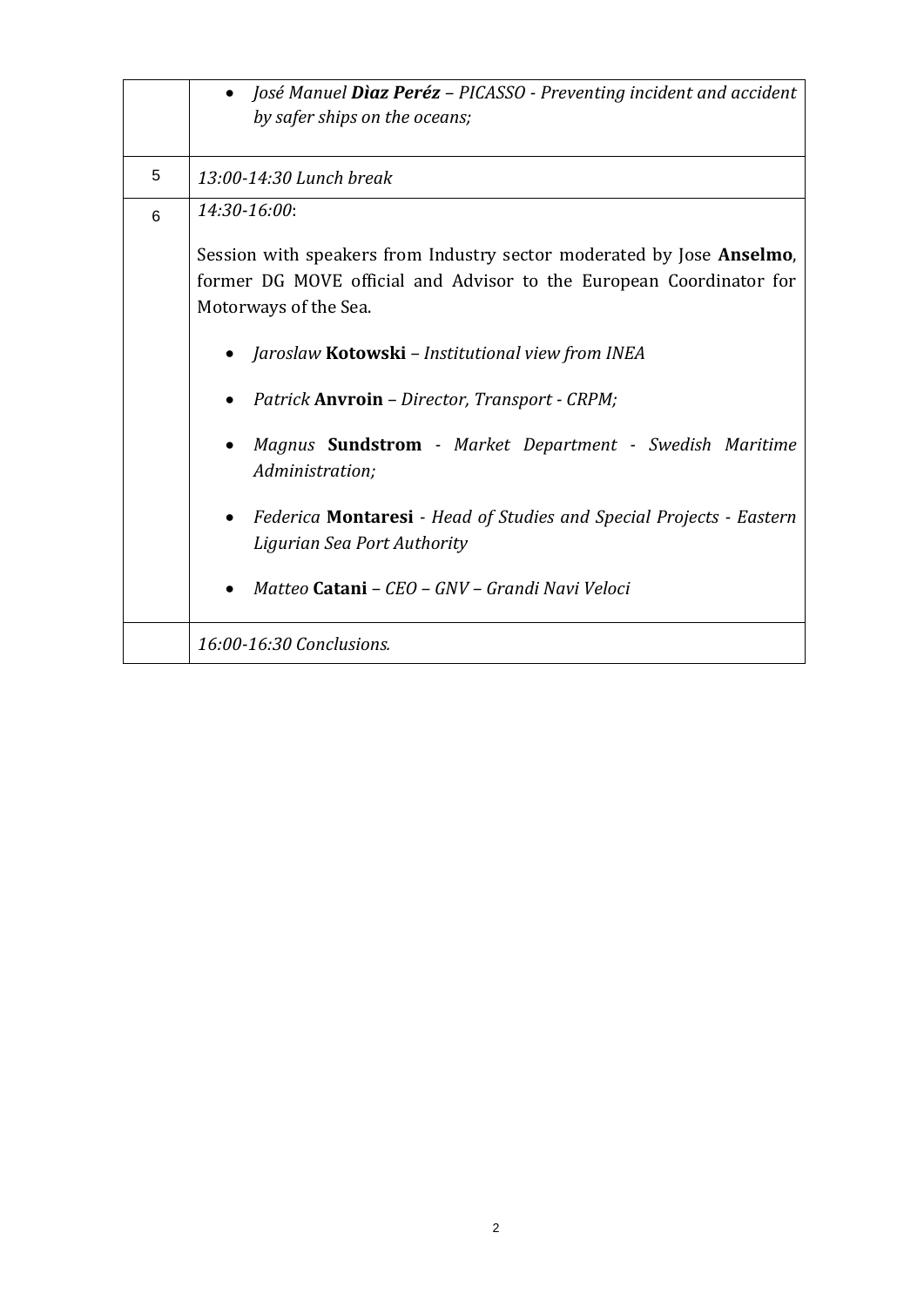| | |
|---|---|
| | • *José Manuel **Dìaz Peréz** – PICASSO - Preventing incident and accident by safer ships on the oceans;* |
| 5 | *13:00-14:30 Lunch break* |
| 6 | *14:30-16:00*:<br><br>Session with speakers from Industry sector moderated by Jose **Anselmo**, former DG MOVE official and Advisor to the European Coordinator for Motorways of the Sea.<br><br>• *Jaroslaw **Kotowski** – Institutional view from INEA*<br><br>• *Patrick **Anvroin** – Director, Transport - CRPM;*<br><br>• *Magnus **Sundstrom** - Market Department - Swedish Maritime Administration;*<br><br>• *Federica **Montaresi** - Head of Studies and Special Projects - Eastern Ligurian Sea Port Authority*<br><br>• *Matteo **Catani** – CEO – GNV – Grandi Navi Veloci* |
| | *16:00-16:30 Conclusions.* |